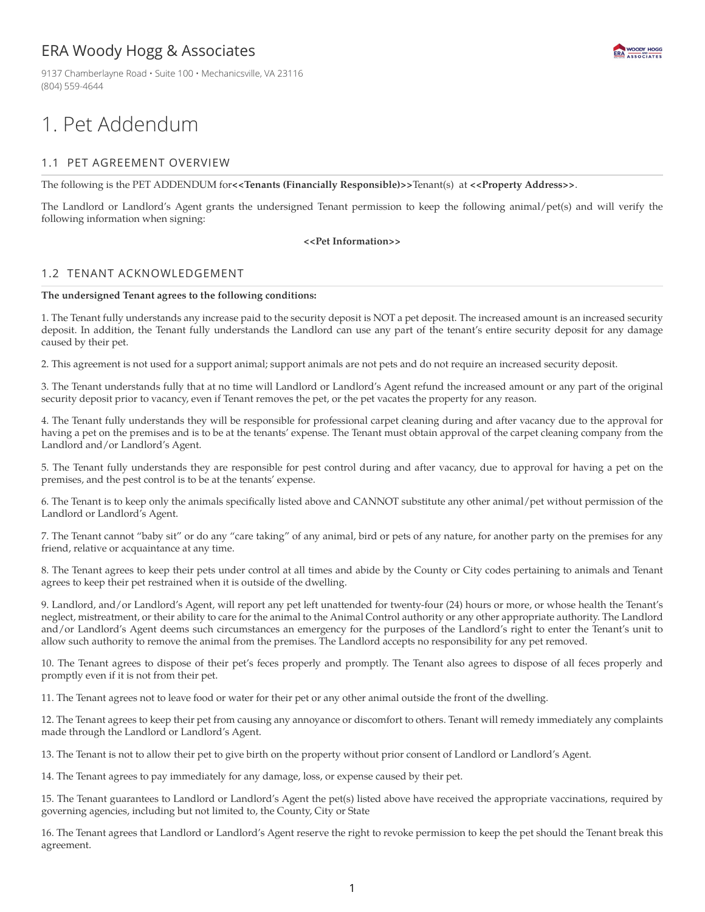# ERA Woody Hogg & Associates

9137 Chamberlayne Road • Suite 100 • Mechanicsville, VA 23116
(804) 559-4644

# 1. Pet Addendum

## 1.1 PET AGREEMENT OVERVIEW

The following is the PET ADDENDUM for**<<Tenants (Financially Responsible)>>**Tenant(s) at **<<Property Address>>**.

The Landlord or Landlord's Agent grants the undersigned Tenant permission to keep the following animal/pet(s) and will verify the following information when signing:

**<<Pet Information>>**

## 1.2 TENANT ACKNOWLEDGEMENT

**The undersigned Tenant agrees to the following conditions:**

1. The Tenant fully understands any increase paid to the security deposit is NOT a pet deposit. The increased amount is an increased security deposit. In addition, the Tenant fully understands the Landlord can use any part of the tenant's entire security deposit for any damage caused by their pet.

2. This agreement is not used for a support animal; support animals are not pets and do not require an increased security deposit.

3. The Tenant understands fully that at no time will Landlord or Landlord's Agent refund the increased amount or any part of the original security deposit prior to vacancy, even if Tenant removes the pet, or the pet vacates the property for any reason.

4. The Tenant fully understands they will be responsible for professional carpet cleaning during and after vacancy due to the approval for having a pet on the premises and is to be at the tenants' expense. The Tenant must obtain approval of the carpet cleaning company from the Landlord and/or Landlord's Agent.

5. The Tenant fully understands they are responsible for pest control during and after vacancy, due to approval for having a pet on the premises, and the pest control is to be at the tenants' expense.

6. The Tenant is to keep only the animals specifically listed above and CANNOT substitute any other animal/pet without permission of the Landlord or Landlord's Agent.

7. The Tenant cannot "baby sit" or do any "care taking" of any animal, bird or pets of any nature, for another party on the premises for any friend, relative or acquaintance at any time.

8. The Tenant agrees to keep their pets under control at all times and abide by the County or City codes pertaining to animals and Tenant agrees to keep their pet restrained when it is outside of the dwelling.

9. Landlord, and/or Landlord's Agent, will report any pet left unattended for twenty-four (24) hours or more, or whose health the Tenant's neglect, mistreatment, or their ability to care for the animal to the Animal Control authority or any other appropriate authority. The Landlord and/or Landlord's Agent deems such circumstances an emergency for the purposes of the Landlord's right to enter the Tenant's unit to allow such authority to remove the animal from the premises. The Landlord accepts no responsibility for any pet removed.

10. The Tenant agrees to dispose of their pet's feces properly and promptly. The Tenant also agrees to dispose of all feces properly and promptly even if it is not from their pet.

11. The Tenant agrees not to leave food or water for their pet or any other animal outside the front of the dwelling.

12. The Tenant agrees to keep their pet from causing any annoyance or discomfort to others. Tenant will remedy immediately any complaints made through the Landlord or Landlord's Agent.

13. The Tenant is not to allow their pet to give birth on the property without prior consent of Landlord or Landlord's Agent.

14. The Tenant agrees to pay immediately for any damage, loss, or expense caused by their pet.

15. The Tenant guarantees to Landlord or Landlord's Agent the pet(s) listed above have received the appropriate vaccinations, required by governing agencies, including but not limited to, the County, City or State

16. The Tenant agrees that Landlord or Landlord's Agent reserve the right to revoke permission to keep the pet should the Tenant break this agreement.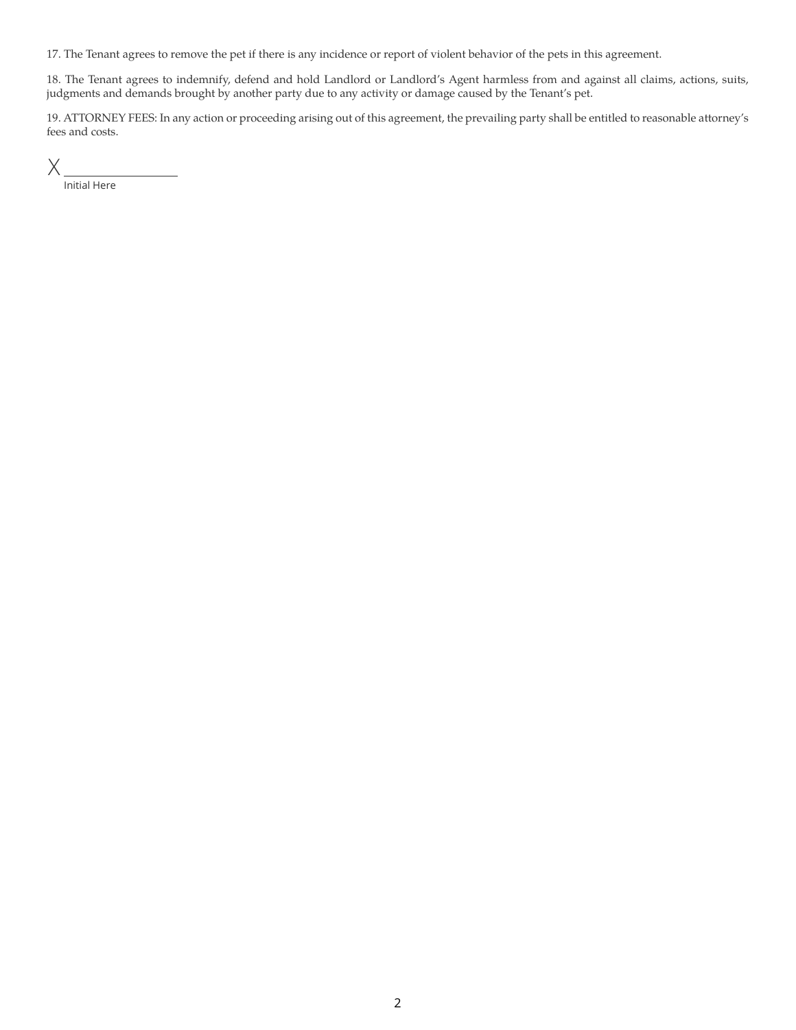17. The Tenant agrees to remove the pet if there is any incidence or report of violent behavior of the pets in this agreement.

18. The Tenant agrees to indemnify, defend and hold Landlord or Landlord's Agent harmless from and against all claims, actions, suits, judgments and demands brought by another party due to any activity or damage caused by the Tenant's pet.

19. ATTORNEY FEES: In any action or proceeding arising out of this agreement, the prevailing party shall be entitled to reasonable attorney's fees and costs.

X ____________________

Initial Here